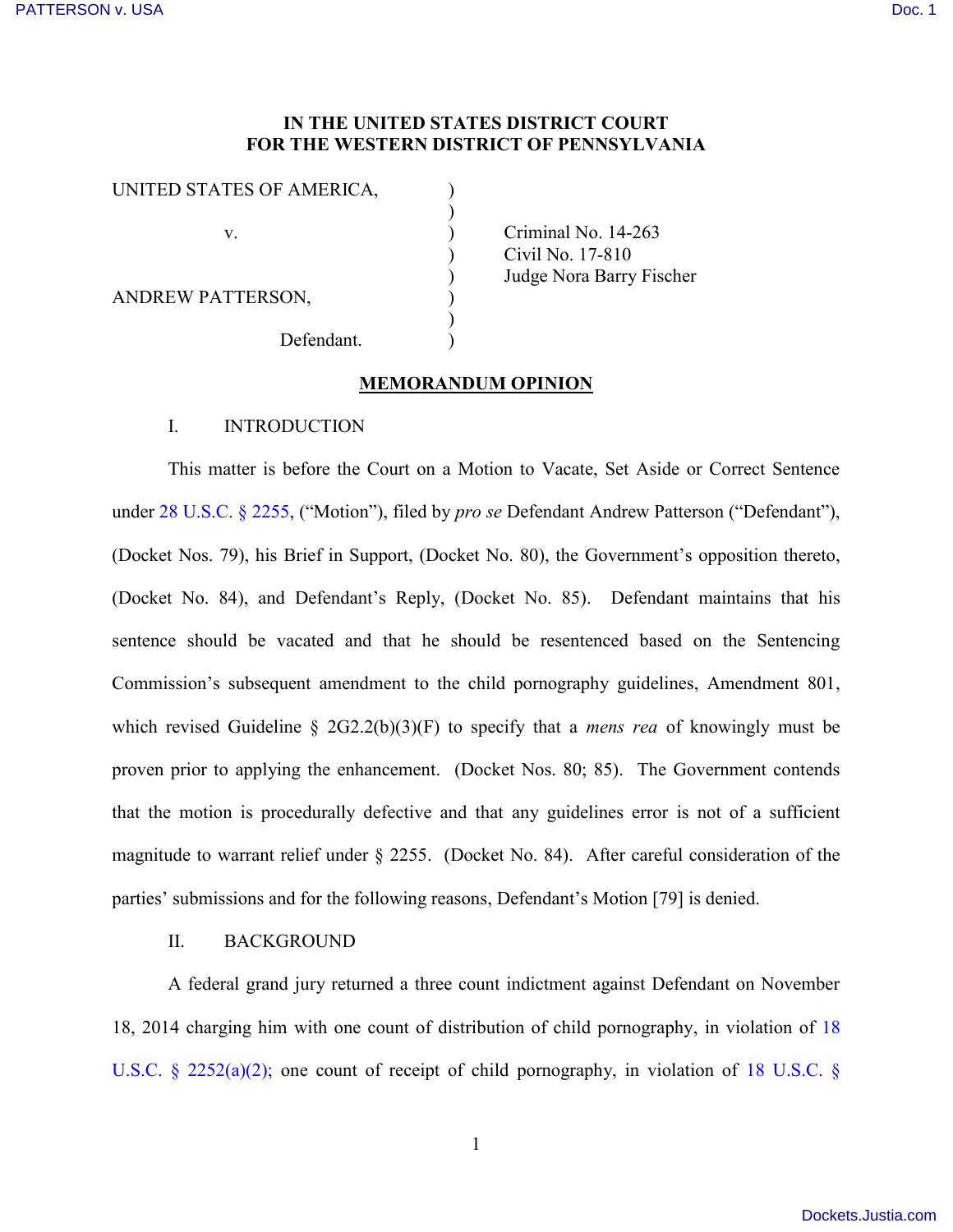**IN THE UNITED STATES DISTRICT COURT**
**FOR THE WESTERN DISTRICT OF PENNSYLVANIA**

| | | |
|---|---|---|
| UNITED STATES OF AMERICA, | ) | |
| | ) | |
| v. | ) | Criminal No. 14-263 |
| | ) | Civil No. 17-810 |
| | ) | Judge Nora Barry Fischer |
| ANDREW PATTERSON, | ) | |
| | ) | |
| Defendant. | ) | |

**MEMORANDUM OPINION**

## I. INTRODUCTION

This matter is before the Court on a Motion to Vacate, Set Aside or Correct Sentence under 28 U.S.C. § 2255, ("Motion"), filed by *pro se* Defendant Andrew Patterson ("Defendant"), (Docket Nos. 79), his Brief in Support, (Docket No. 80), the Government's opposition thereto, (Docket No. 84), and Defendant's Reply, (Docket No. 85). Defendant maintains that his sentence should be vacated and that he should be resentenced based on the Sentencing Commission's subsequent amendment to the child pornography guidelines, Amendment 801, which revised Guideline § 2G2.2(b)(3)(F) to specify that a *mens rea* of knowingly must be proven prior to applying the enhancement. (Docket Nos. 80; 85). The Government contends that the motion is procedurally defective and that any guidelines error is not of a sufficient magnitude to warrant relief under § 2255. (Docket No. 84). After careful consideration of the parties' submissions and for the following reasons, Defendant's Motion [79] is denied.

## II. BACKGROUND

A federal grand jury returned a three count indictment against Defendant on November 18, 2014 charging him with one count of distribution of child pornography, in violation of 18 U.S.C. § 2252(a)(2); one count of receipt of child pornography, in violation of 18 U.S.C. §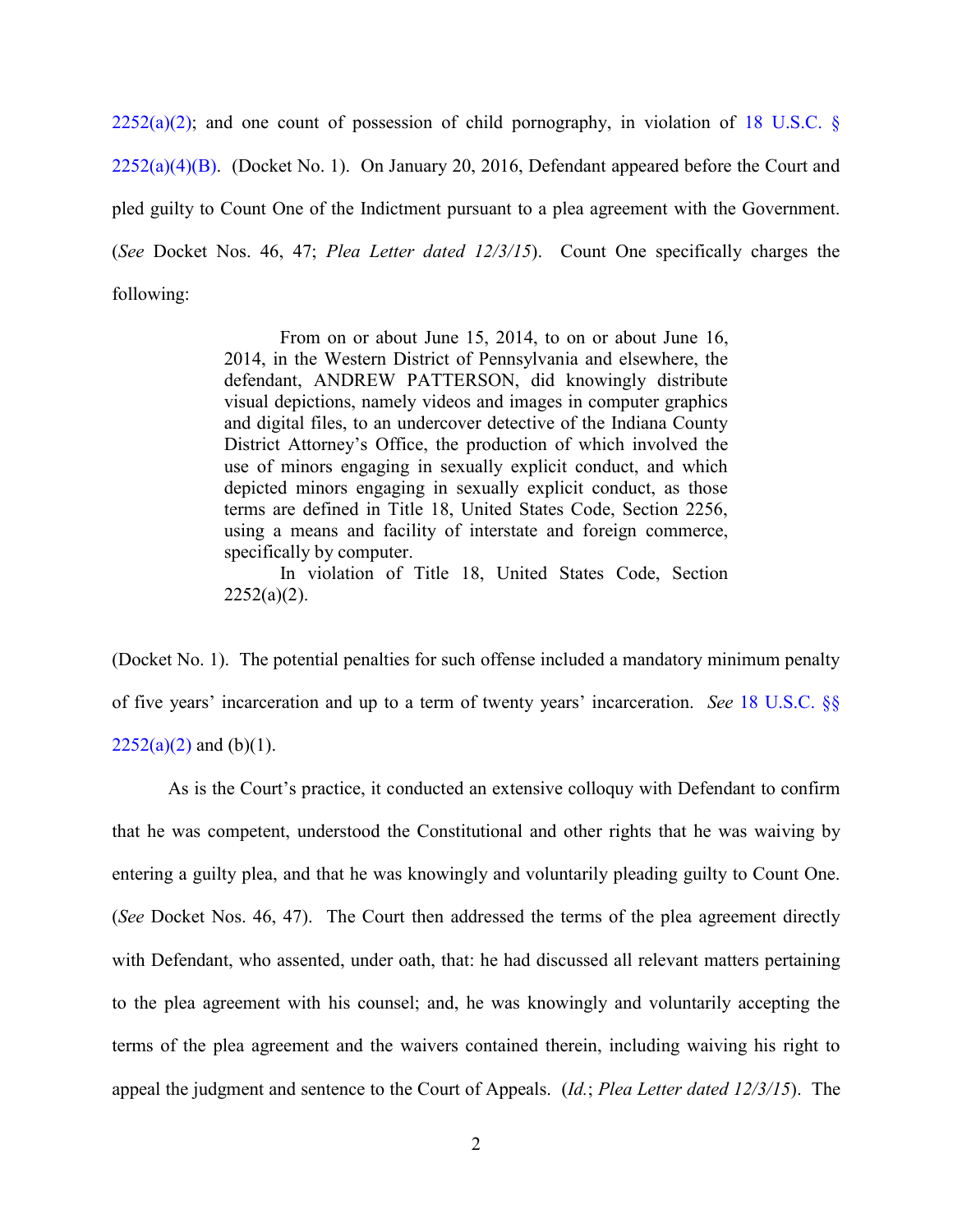2252(a)(2); and one count of possession of child pornography, in violation of 18 U.S.C. § 2252(a)(4)(B). (Docket No. 1). On January 20, 2016, Defendant appeared before the Court and pled guilty to Count One of the Indictment pursuant to a plea agreement with the Government. (*See* Docket Nos. 46, 47; *Plea Letter dated 12/3/15*). Count One specifically charges the following:

> From on or about June 15, 2014, to on or about June 16, 2014, in the Western District of Pennsylvania and elsewhere, the defendant, ANDREW PATTERSON, did knowingly distribute visual depictions, namely videos and images in computer graphics and digital files, to an undercover detective of the Indiana County District Attorney's Office, the production of which involved the use of minors engaging in sexually explicit conduct, and which depicted minors engaging in sexually explicit conduct, as those terms are defined in Title 18, United States Code, Section 2256, using a means and facility of interstate and foreign commerce, specifically by computer.
>
> In violation of Title 18, United States Code, Section 2252(a)(2).

(Docket No. 1). The potential penalties for such offense included a mandatory minimum penalty of five years' incarceration and up to a term of twenty years' incarceration. *See* 18 U.S.C. §§ 2252(a)(2) and (b)(1).

As is the Court's practice, it conducted an extensive colloquy with Defendant to confirm that he was competent, understood the Constitutional and other rights that he was waiving by entering a guilty plea, and that he was knowingly and voluntarily pleading guilty to Count One. (*See* Docket Nos. 46, 47). The Court then addressed the terms of the plea agreement directly with Defendant, who assented, under oath, that: he had discussed all relevant matters pertaining to the plea agreement with his counsel; and, he was knowingly and voluntarily accepting the terms of the plea agreement and the waivers contained therein, including waiving his right to appeal the judgment and sentence to the Court of Appeals. (*Id.*; *Plea Letter dated 12/3/15*). The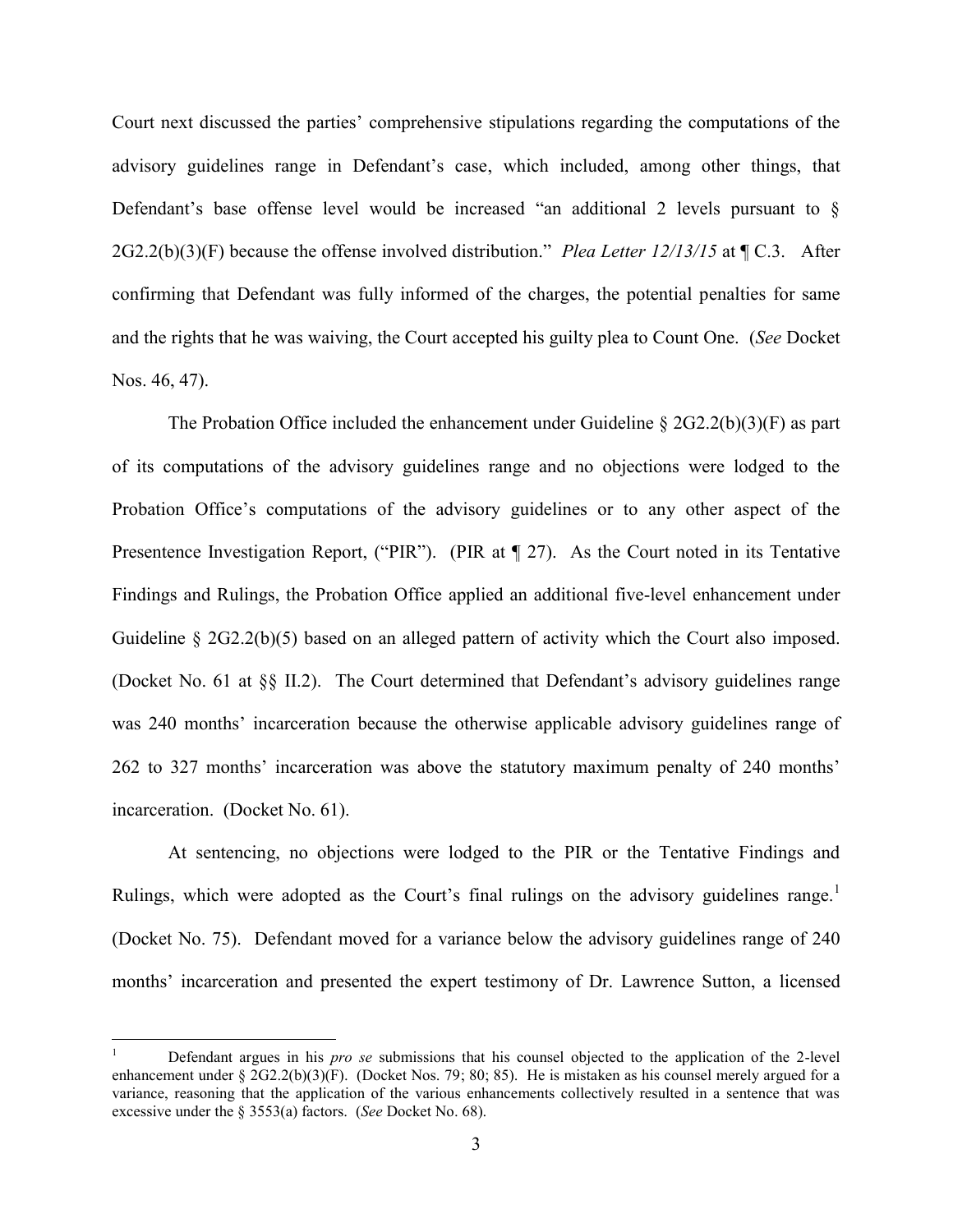Court next discussed the parties' comprehensive stipulations regarding the computations of the advisory guidelines range in Defendant's case, which included, among other things, that Defendant's base offense level would be increased "an additional 2 levels pursuant to § 2G2.2(b)(3)(F) because the offense involved distribution." *Plea Letter 12/13/15* at ¶ C.3. After confirming that Defendant was fully informed of the charges, the potential penalties for same and the rights that he was waiving, the Court accepted his guilty plea to Count One. (*See* Docket Nos. 46, 47).

The Probation Office included the enhancement under Guideline § 2G2.2(b)(3)(F) as part of its computations of the advisory guidelines range and no objections were lodged to the Probation Office's computations of the advisory guidelines or to any other aspect of the Presentence Investigation Report, ("PIR"). (PIR at ¶ 27). As the Court noted in its Tentative Findings and Rulings, the Probation Office applied an additional five-level enhancement under Guideline § 2G2.2(b)(5) based on an alleged pattern of activity which the Court also imposed. (Docket No. 61 at §§ II.2). The Court determined that Defendant's advisory guidelines range was 240 months' incarceration because the otherwise applicable advisory guidelines range of 262 to 327 months' incarceration was above the statutory maximum penalty of 240 months' incarceration. (Docket No. 61).

At sentencing, no objections were lodged to the PIR or the Tentative Findings and Rulings, which were adopted as the Court's final rulings on the advisory guidelines range.[1] (Docket No. 75). Defendant moved for a variance below the advisory guidelines range of 240 months' incarceration and presented the expert testimony of Dr. Lawrence Sutton, a licensed

---

[1] Defendant argues in his *pro se* submissions that his counsel objected to the application of the 2-level enhancement under § 2G2.2(b)(3)(F). (Docket Nos. 79; 80; 85). He is mistaken as his counsel merely argued for a variance, reasoning that the application of the various enhancements collectively resulted in a sentence that was excessive under the § 3553(a) factors. (*See* Docket No. 68).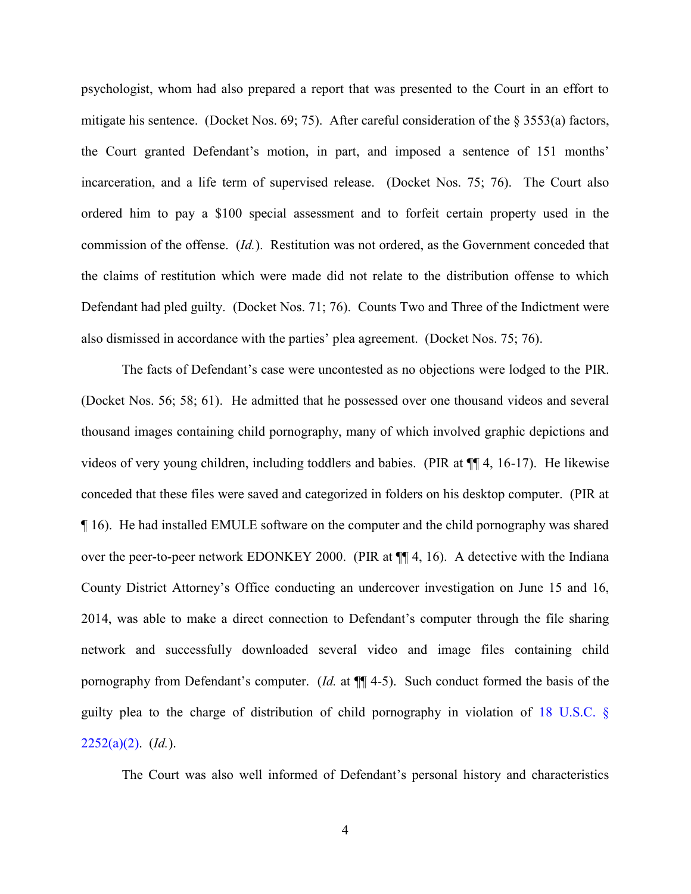psychologist, whom had also prepared a report that was presented to the Court in an effort to mitigate his sentence. (Docket Nos. 69; 75). After careful consideration of the § 3553(a) factors, the Court granted Defendant's motion, in part, and imposed a sentence of 151 months' incarceration, and a life term of supervised release. (Docket Nos. 75; 76). The Court also ordered him to pay a $100 special assessment and to forfeit certain property used in the commission of the offense. (*Id.*). Restitution was not ordered, as the Government conceded that the claims of restitution which were made did not relate to the distribution offense to which Defendant had pled guilty. (Docket Nos. 71; 76). Counts Two and Three of the Indictment were also dismissed in accordance with the parties' plea agreement. (Docket Nos. 75; 76).

The facts of Defendant's case were uncontested as no objections were lodged to the PIR. (Docket Nos. 56; 58; 61). He admitted that he possessed over one thousand videos and several thousand images containing child pornography, many of which involved graphic depictions and videos of very young children, including toddlers and babies. (PIR at ¶¶ 4, 16-17). He likewise conceded that these files were saved and categorized in folders on his desktop computer. (PIR at ¶ 16). He had installed EMULE software on the computer and the child pornography was shared over the peer-to-peer network EDONKEY 2000. (PIR at ¶¶ 4, 16). A detective with the Indiana County District Attorney's Office conducting an undercover investigation on June 15 and 16, 2014, was able to make a direct connection to Defendant's computer through the file sharing network and successfully downloaded several video and image files containing child pornography from Defendant's computer. (*Id.* at ¶¶ 4-5). Such conduct formed the basis of the guilty plea to the charge of distribution of child pornography in violation of 18 U.S.C. § 2252(a)(2). (*Id.*).

The Court was also well informed of Defendant's personal history and characteristics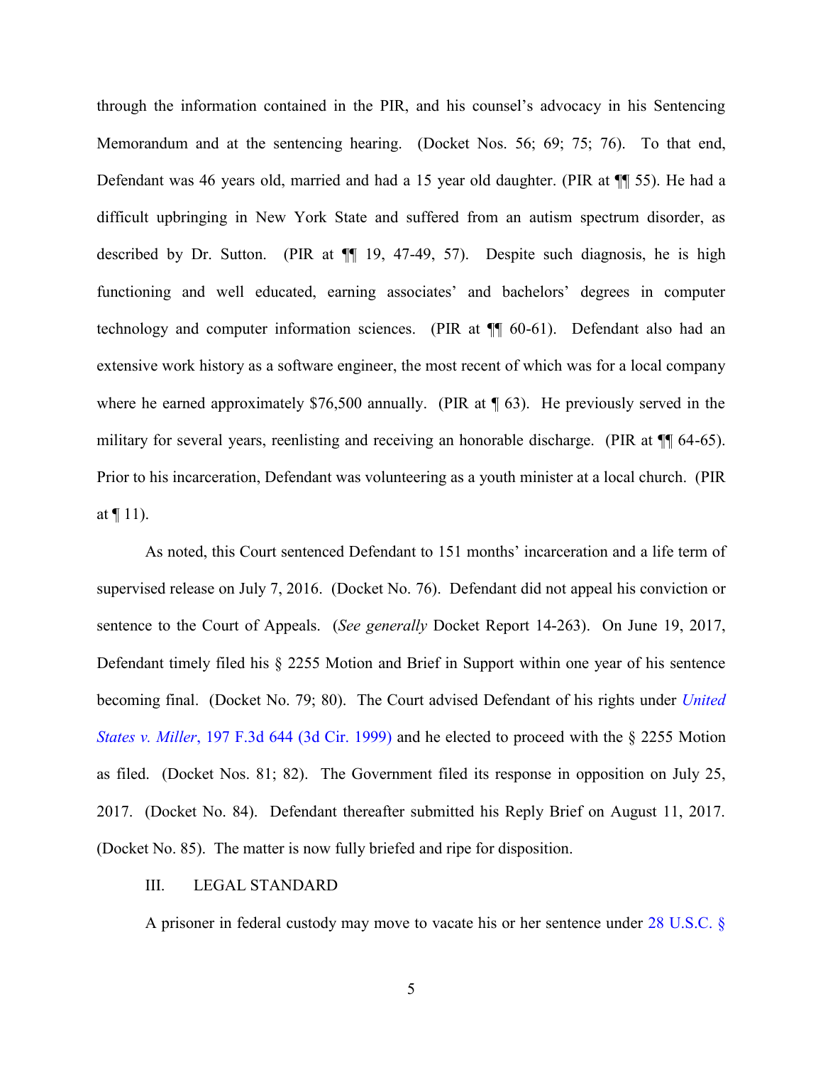through the information contained in the PIR, and his counsel's advocacy in his Sentencing Memorandum and at the sentencing hearing. (Docket Nos. 56; 69; 75; 76). To that end, Defendant was 46 years old, married and had a 15 year old daughter. (PIR at ¶¶ 55). He had a difficult upbringing in New York State and suffered from an autism spectrum disorder, as described by Dr. Sutton. (PIR at ¶¶ 19, 47-49, 57). Despite such diagnosis, he is high functioning and well educated, earning associates' and bachelors' degrees in computer technology and computer information sciences. (PIR at ¶¶ 60-61). Defendant also had an extensive work history as a software engineer, the most recent of which was for a local company where he earned approximately $76,500 annually. (PIR at ¶ 63). He previously served in the military for several years, reenlisting and receiving an honorable discharge. (PIR at ¶¶ 64-65). Prior to his incarceration, Defendant was volunteering as a youth minister at a local church. (PIR at ¶ 11).

As noted, this Court sentenced Defendant to 151 months' incarceration and a life term of supervised release on July 7, 2016. (Docket No. 76). Defendant did not appeal his conviction or sentence to the Court of Appeals. (*See generally* Docket Report 14-263). On June 19, 2017, Defendant timely filed his § 2255 Motion and Brief in Support within one year of his sentence becoming final. (Docket No. 79; 80). The Court advised Defendant of his rights under *United States v. Miller*, 197 F.3d 644 (3d Cir. 1999) and he elected to proceed with the § 2255 Motion as filed. (Docket Nos. 81; 82). The Government filed its response in opposition on July 25, 2017. (Docket No. 84). Defendant thereafter submitted his Reply Brief on August 11, 2017. (Docket No. 85). The matter is now fully briefed and ripe for disposition.

## III. LEGAL STANDARD

A prisoner in federal custody may move to vacate his or her sentence under 28 U.S.C. §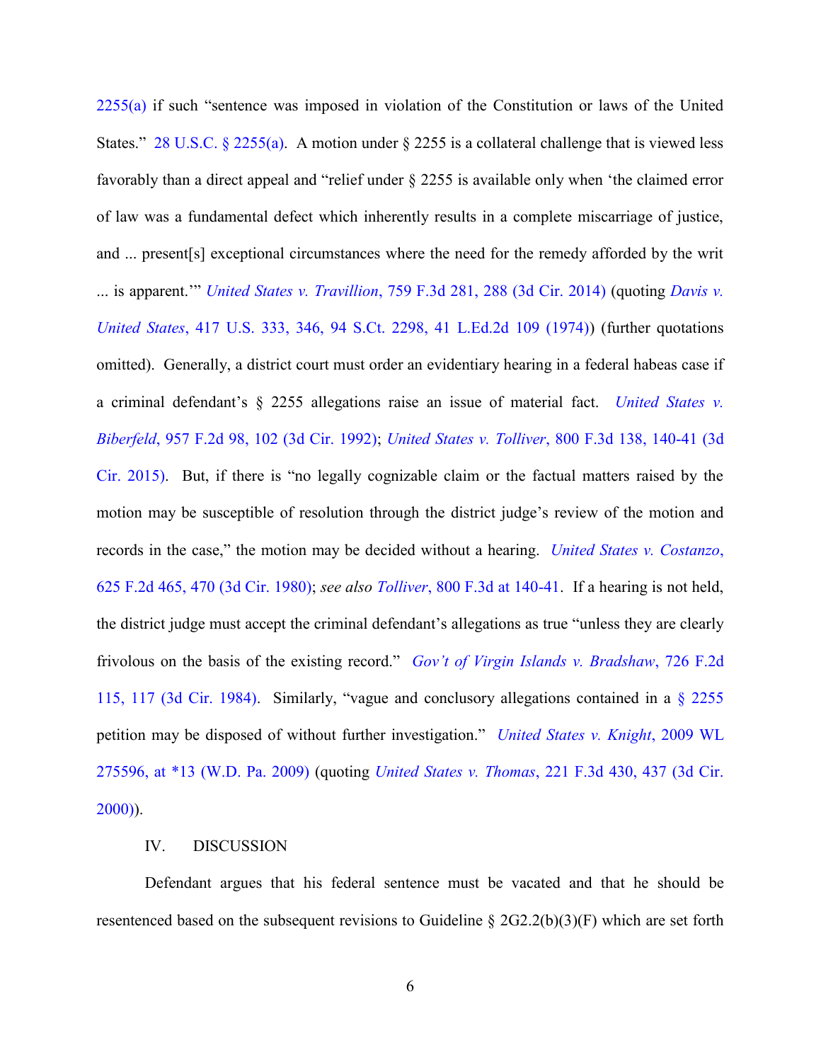2255(a) if such "sentence was imposed in violation of the Constitution or laws of the United States." 28 U.S.C. § 2255(a). A motion under § 2255 is a collateral challenge that is viewed less favorably than a direct appeal and "relief under § 2255 is available only when 'the claimed error of law was a fundamental defect which inherently results in a complete miscarriage of justice, and ... present[s] exceptional circumstances where the need for the remedy afforded by the writ ... is apparent.'" *United States v. Travillion*, 759 F.3d 281, 288 (3d Cir. 2014) (quoting *Davis v. United States*, 417 U.S. 333, 346, 94 S.Ct. 2298, 41 L.Ed.2d 109 (1974)) (further quotations omitted). Generally, a district court must order an evidentiary hearing in a federal habeas case if a criminal defendant's § 2255 allegations raise an issue of material fact. *United States v. Biberfeld*, 957 F.2d 98, 102 (3d Cir. 1992); *United States v. Tolliver*, 800 F.3d 138, 140-41 (3d Cir. 2015). But, if there is "no legally cognizable claim or the factual matters raised by the motion may be susceptible of resolution through the district judge's review of the motion and records in the case," the motion may be decided without a hearing. *United States v. Costanzo*, 625 F.2d 465, 470 (3d Cir. 1980); *see also Tolliver*, 800 F.3d at 140-41. If a hearing is not held, the district judge must accept the criminal defendant's allegations as true "unless they are clearly frivolous on the basis of the existing record." *Gov't of Virgin Islands v. Bradshaw*, 726 F.2d 115, 117 (3d Cir. 1984). Similarly, "vague and conclusory allegations contained in a § 2255 petition may be disposed of without further investigation." *United States v. Knight*, 2009 WL 275596, at *13 (W.D. Pa. 2009) (quoting *United States v. Thomas*, 221 F.3d 430, 437 (3d Cir. 2000)).

## IV. DISCUSSION

Defendant argues that his federal sentence must be vacated and that he should be resentenced based on the subsequent revisions to Guideline § 2G2.2(b)(3)(F) which are set forth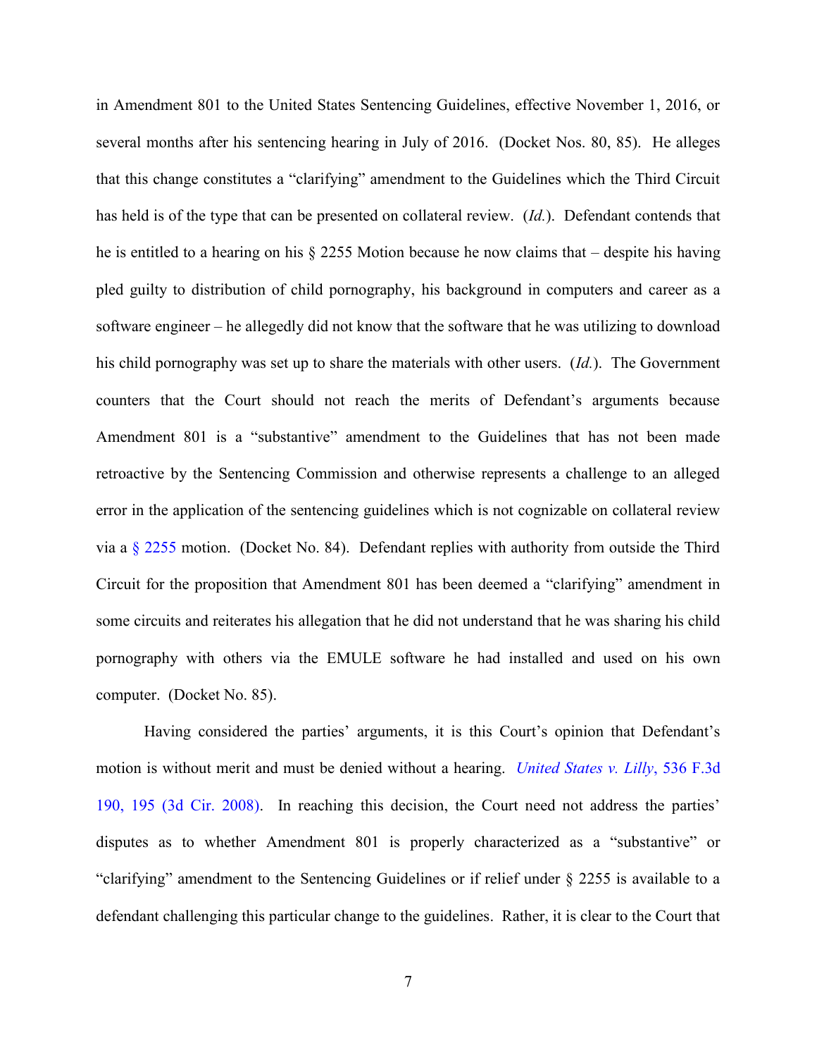in Amendment 801 to the United States Sentencing Guidelines, effective November 1, 2016, or several months after his sentencing hearing in July of 2016. (Docket Nos. 80, 85). He alleges that this change constitutes a "clarifying" amendment to the Guidelines which the Third Circuit has held is of the type that can be presented on collateral review. (*Id.*). Defendant contends that he is entitled to a hearing on his § 2255 Motion because he now claims that – despite his having pled guilty to distribution of child pornography, his background in computers and career as a software engineer – he allegedly did not know that the software that he was utilizing to download his child pornography was set up to share the materials with other users. (*Id.*). The Government counters that the Court should not reach the merits of Defendant's arguments because Amendment 801 is a "substantive" amendment to the Guidelines that has not been made retroactive by the Sentencing Commission and otherwise represents a challenge to an alleged error in the application of the sentencing guidelines which is not cognizable on collateral review via a § 2255 motion. (Docket No. 84). Defendant replies with authority from outside the Third Circuit for the proposition that Amendment 801 has been deemed a "clarifying" amendment in some circuits and reiterates his allegation that he did not understand that he was sharing his child pornography with others via the EMULE software he had installed and used on his own computer. (Docket No. 85).

Having considered the parties' arguments, it is this Court's opinion that Defendant's motion is without merit and must be denied without a hearing. *United States v. Lilly*, 536 F.3d 190, 195 (3d Cir. 2008). In reaching this decision, the Court need not address the parties' disputes as to whether Amendment 801 is properly characterized as a "substantive" or "clarifying" amendment to the Sentencing Guidelines or if relief under § 2255 is available to a defendant challenging this particular change to the guidelines. Rather, it is clear to the Court that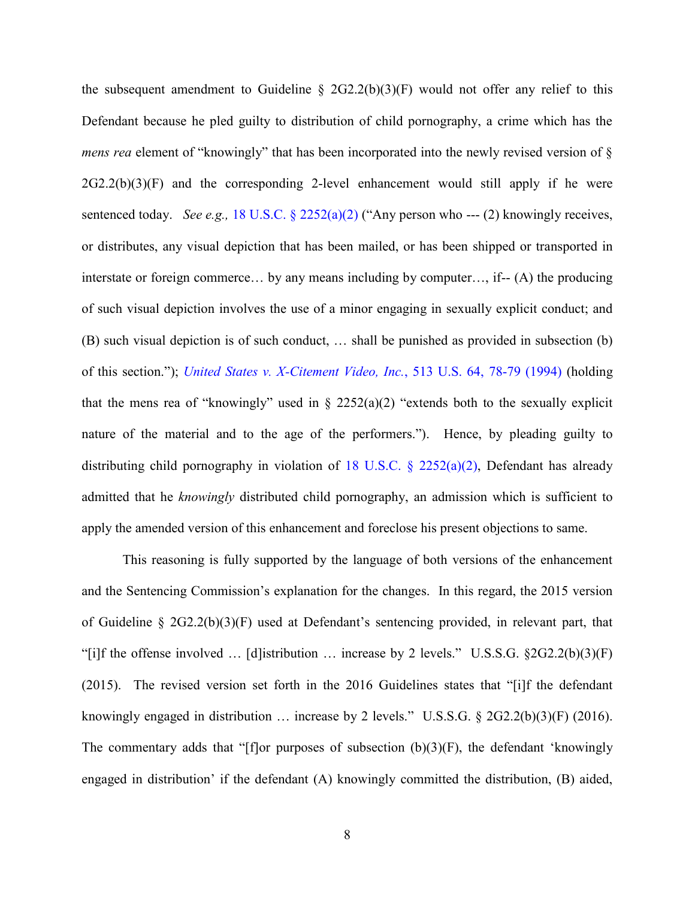the subsequent amendment to Guideline § 2G2.2(b)(3)(F) would not offer any relief to this Defendant because he pled guilty to distribution of child pornography, a crime which has the *mens rea* element of "knowingly" that has been incorporated into the newly revised version of § 2G2.2(b)(3)(F) and the corresponding 2-level enhancement would still apply if he were sentenced today. *See e.g.,* 18 U.S.C. § 2252(a)(2) ("Any person who --- (2) knowingly receives, or distributes, any visual depiction that has been mailed, or has been shipped or transported in interstate or foreign commerce… by any means including by computer…, if-- (A) the producing of such visual depiction involves the use of a minor engaging in sexually explicit conduct; and (B) such visual depiction is of such conduct, … shall be punished as provided in subsection (b) of this section."); *United States v. X-Citement Video, Inc.*, 513 U.S. 64, 78-79 (1994) (holding that the mens rea of "knowingly" used in § 2252(a)(2) "extends both to the sexually explicit nature of the material and to the age of the performers."). Hence, by pleading guilty to distributing child pornography in violation of 18 U.S.C. § 2252(a)(2), Defendant has already admitted that he *knowingly* distributed child pornography, an admission which is sufficient to apply the amended version of this enhancement and foreclose his present objections to same.

This reasoning is fully supported by the language of both versions of the enhancement and the Sentencing Commission's explanation for the changes. In this regard, the 2015 version of Guideline § 2G2.2(b)(3)(F) used at Defendant's sentencing provided, in relevant part, that "[i]f the offense involved … [d]istribution … increase by 2 levels." U.S.S.G. §2G2.2(b)(3)(F) (2015). The revised version set forth in the 2016 Guidelines states that "[i]f the defendant knowingly engaged in distribution … increase by 2 levels." U.S.S.G. § 2G2.2(b)(3)(F) (2016). The commentary adds that "[f]or purposes of subsection (b)(3)(F), the defendant 'knowingly engaged in distribution' if the defendant (A) knowingly committed the distribution, (B) aided,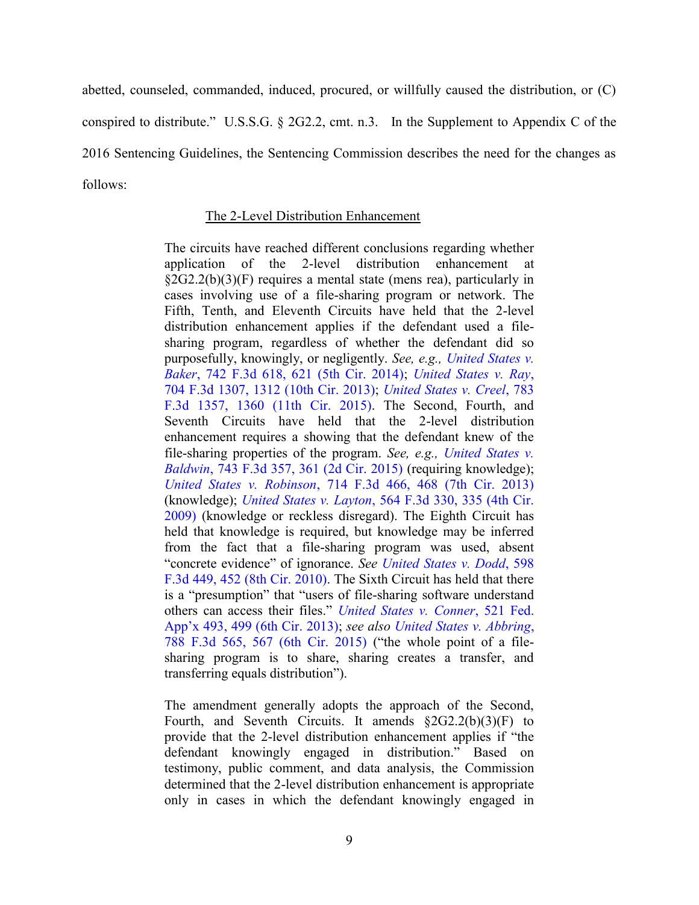abetted, counseled, commanded, induced, procured, or willfully caused the distribution, or (C) conspired to distribute." U.S.S.G. § 2G2.2, cmt. n.3. In the Supplement to Appendix C of the 2016 Sentencing Guidelines, the Sentencing Commission describes the need for the changes as follows:

> <u>The 2-Level Distribution Enhancement</u>
>
> The circuits have reached different conclusions regarding whether application of the 2-level distribution enhancement at §2G2.2(b)(3)(F) requires a mental state (mens rea), particularly in cases involving use of a file-sharing program or network. The Fifth, Tenth, and Eleventh Circuits have held that the 2-level distribution enhancement applies if the defendant used a file-sharing program, regardless of whether the defendant did so purposefully, knowingly, or negligently. *See, e.g., United States v. Baker*, 742 F.3d 618, 621 (5th Cir. 2014); *United States v. Ray*, 704 F.3d 1307, 1312 (10th Cir. 2013); *United States v. Creel*, 783 F.3d 1357, 1360 (11th Cir. 2015). The Second, Fourth, and Seventh Circuits have held that the 2-level distribution enhancement requires a showing that the defendant knew of the file-sharing properties of the program. *See, e.g., United States v. Baldwin*, 743 F.3d 357, 361 (2d Cir. 2015) (requiring knowledge); *United States v. Robinson*, 714 F.3d 466, 468 (7th Cir. 2013) (knowledge); *United States v. Layton*, 564 F.3d 330, 335 (4th Cir. 2009) (knowledge or reckless disregard). The Eighth Circuit has held that knowledge is required, but knowledge may be inferred from the fact that a file-sharing program was used, absent "concrete evidence" of ignorance. *See United States v. Dodd*, 598 F.3d 449, 452 (8th Cir. 2010). The Sixth Circuit has held that there is a "presumption" that "users of file-sharing software understand others can access their files." *United States v. Conner*, 521 Fed. App'x 493, 499 (6th Cir. 2013); *see also United States v. Abbring*, 788 F.3d 565, 567 (6th Cir. 2015) ("the whole point of a file-sharing program is to share, sharing creates a transfer, and transferring equals distribution").
>
> The amendment generally adopts the approach of the Second, Fourth, and Seventh Circuits. It amends §2G2.2(b)(3)(F) to provide that the 2-level distribution enhancement applies if "the defendant knowingly engaged in distribution." Based on testimony, public comment, and data analysis, the Commission determined that the 2-level distribution enhancement is appropriate only in cases in which the defendant knowingly engaged in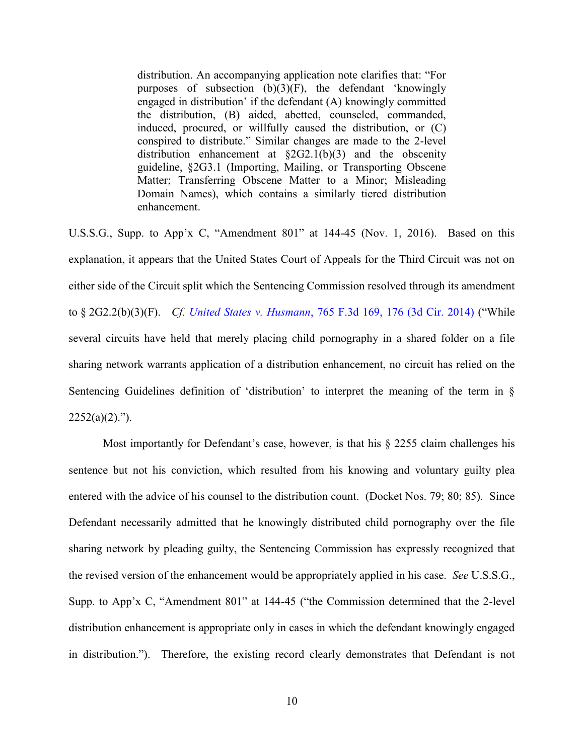> distribution. An accompanying application note clarifies that: "For purposes of subsection (b)(3)(F), the defendant 'knowingly engaged in distribution' if the defendant (A) knowingly committed the distribution, (B) aided, abetted, counseled, commanded, induced, procured, or willfully caused the distribution, or (C) conspired to distribute." Similar changes are made to the 2-level distribution enhancement at §2G2.1(b)(3) and the obscenity guideline, §2G3.1 (Importing, Mailing, or Transporting Obscene Matter; Transferring Obscene Matter to a Minor; Misleading Domain Names), which contains a similarly tiered distribution enhancement.

U.S.S.G., Supp. to App'x C, "Amendment 801" at 144-45 (Nov. 1, 2016). Based on this explanation, it appears that the United States Court of Appeals for the Third Circuit was not on either side of the Circuit split which the Sentencing Commission resolved through its amendment to § 2G2.2(b)(3)(F). *Cf. United States v. Husmann*, 765 F.3d 169, 176 (3d Cir. 2014) ("While several circuits have held that merely placing child pornography in a shared folder on a file sharing network warrants application of a distribution enhancement, no circuit has relied on the Sentencing Guidelines definition of 'distribution' to interpret the meaning of the term in § 2252(a)(2).").

Most importantly for Defendant's case, however, is that his § 2255 claim challenges his sentence but not his conviction, which resulted from his knowing and voluntary guilty plea entered with the advice of his counsel to the distribution count. (Docket Nos. 79; 80; 85). Since Defendant necessarily admitted that he knowingly distributed child pornography over the file sharing network by pleading guilty, the Sentencing Commission has expressly recognized that the revised version of the enhancement would be appropriately applied in his case. *See* U.S.S.G., Supp. to App'x C, "Amendment 801" at 144-45 ("the Commission determined that the 2-level distribution enhancement is appropriate only in cases in which the defendant knowingly engaged in distribution."). Therefore, the existing record clearly demonstrates that Defendant is not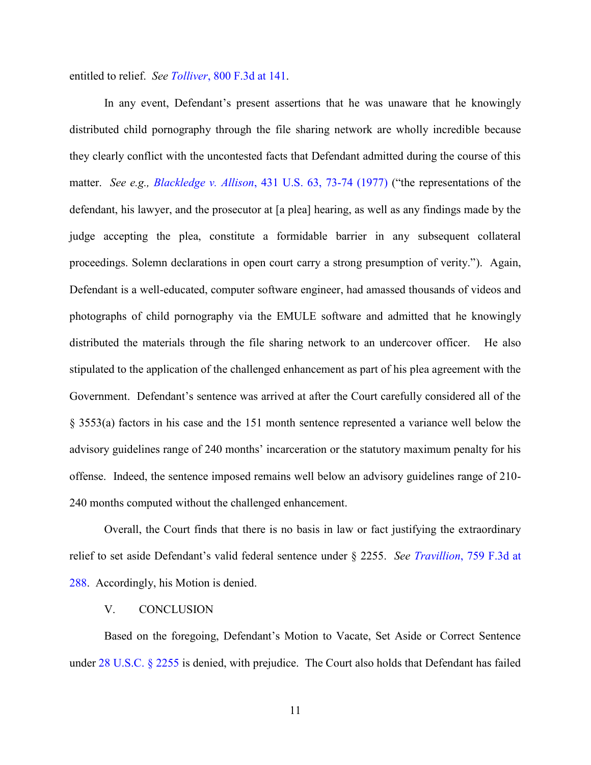entitled to relief. *See Tolliver*, 800 F.3d at 141.

In any event, Defendant's present assertions that he was unaware that he knowingly distributed child pornography through the file sharing network are wholly incredible because they clearly conflict with the uncontested facts that Defendant admitted during the course of this matter. *See e.g., Blackledge v. Allison*, 431 U.S. 63, 73-74 (1977) ("the representations of the defendant, his lawyer, and the prosecutor at [a plea] hearing, as well as any findings made by the judge accepting the plea, constitute a formidable barrier in any subsequent collateral proceedings. Solemn declarations in open court carry a strong presumption of verity."). Again, Defendant is a well-educated, computer software engineer, had amassed thousands of videos and photographs of child pornography via the EMULE software and admitted that he knowingly distributed the materials through the file sharing network to an undercover officer. He also stipulated to the application of the challenged enhancement as part of his plea agreement with the Government. Defendant's sentence was arrived at after the Court carefully considered all of the § 3553(a) factors in his case and the 151 month sentence represented a variance well below the advisory guidelines range of 240 months' incarceration or the statutory maximum penalty for his offense. Indeed, the sentence imposed remains well below an advisory guidelines range of 210-240 months computed without the challenged enhancement.

Overall, the Court finds that there is no basis in law or fact justifying the extraordinary relief to set aside Defendant's valid federal sentence under § 2255. *See Travillion*, 759 F.3d at 288. Accordingly, his Motion is denied.

## V. CONCLUSION

Based on the foregoing, Defendant's Motion to Vacate, Set Aside or Correct Sentence under 28 U.S.C. § 2255 is denied, with prejudice. The Court also holds that Defendant has failed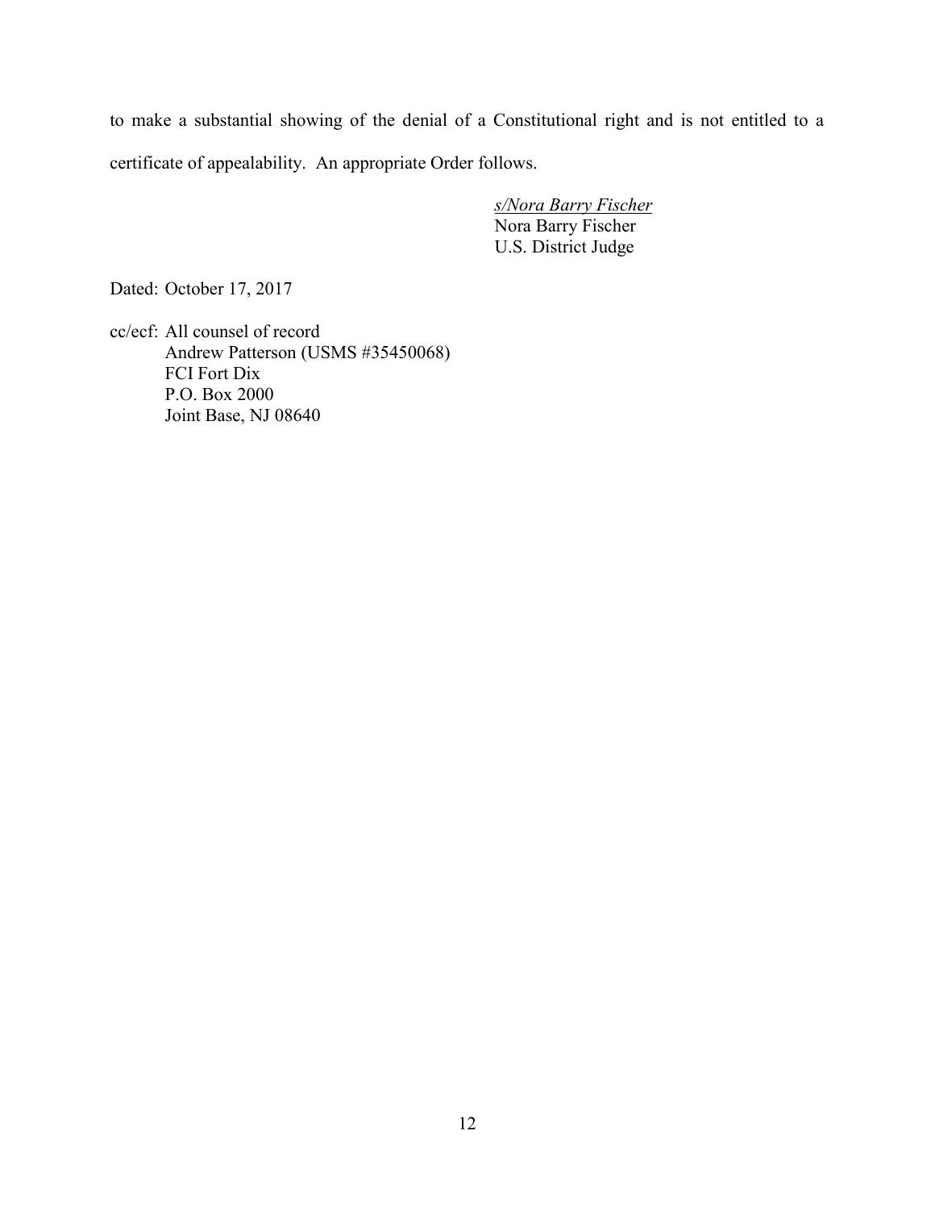to make a substantial showing of the denial of a Constitutional right and is not entitled to a certificate of appealability. An appropriate Order follows.

*s/Nora Barry Fischer*
Nora Barry Fischer
U.S. District Judge

Dated: October 17, 2017

cc/ecf: All counsel of record
Andrew Patterson (USMS #35450068)
FCI Fort Dix
P.O. Box 2000
Joint Base, NJ 08640